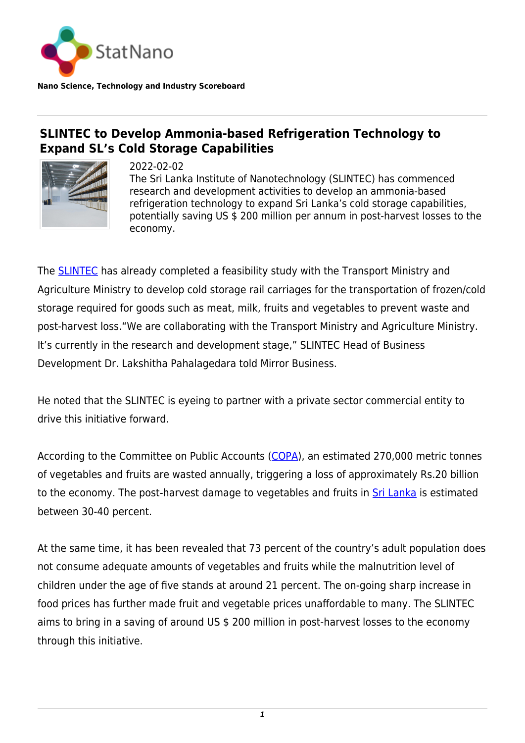StatNano

**Nano Science, Technology and Industry Scoreboard**

# SLINTEC to Develop Ammonia-based Refrigeration Technology to Expand SL's Cold Storage Capabilities

2022-02-02

The Sri Lanka Institute of Nanotechnology (SLINTEC) has commenced research and development activities to develop an ammonia-based refrigeration technology to expand Sri Lanka's cold storage capabilities, potentially saving US $ 200 million per annum in post-harvest losses to the economy.

The SLINTEC has already completed a feasibility study with the Transport Ministry and Agriculture Ministry to develop cold storage rail carriages for the transportation of frozen/cold storage required for goods such as meat, milk, fruits and vegetables to prevent waste and post-harvest loss."We are collaborating with the Transport Ministry and Agriculture Ministry. It's currently in the research and development stage," SLINTEC Head of Business Development Dr. Lakshitha Pahalagedara told Mirror Business.

He noted that the SLINTEC is eyeing to partner with a private sector commercial entity to drive this initiative forward.

According to the Committee on Public Accounts (COPA), an estimated 270,000 metric tonnes of vegetables and fruits are wasted annually, triggering a loss of approximately Rs.20 billion to the economy. The post-harvest damage to vegetables and fruits in Sri Lanka is estimated between 30-40 percent.

At the same time, it has been revealed that 73 percent of the country's adult population does not consume adequate amounts of vegetables and fruits while the malnutrition level of children under the age of five stands at around 21 percent. The on-going sharp increase in food prices has further made fruit and vegetable prices unaffordable to many. The SLINTEC aims to bring in a saving of around US $ 200 million in post-harvest losses to the economy through this initiative.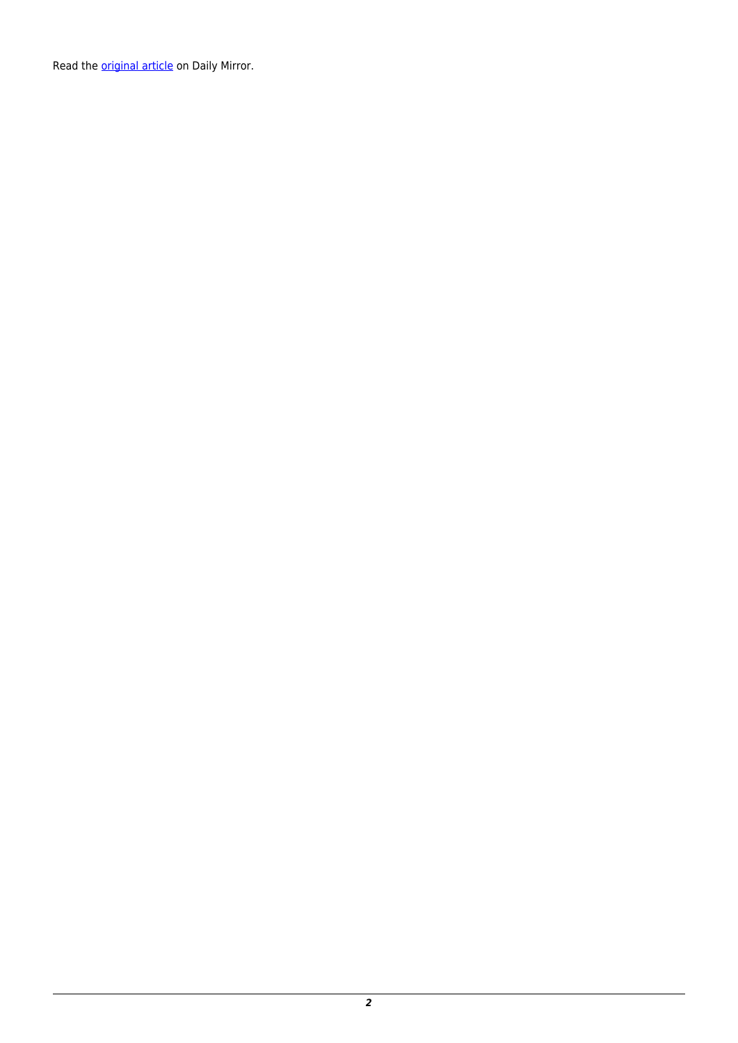Read the [original article](original article) on Daily Mirror.